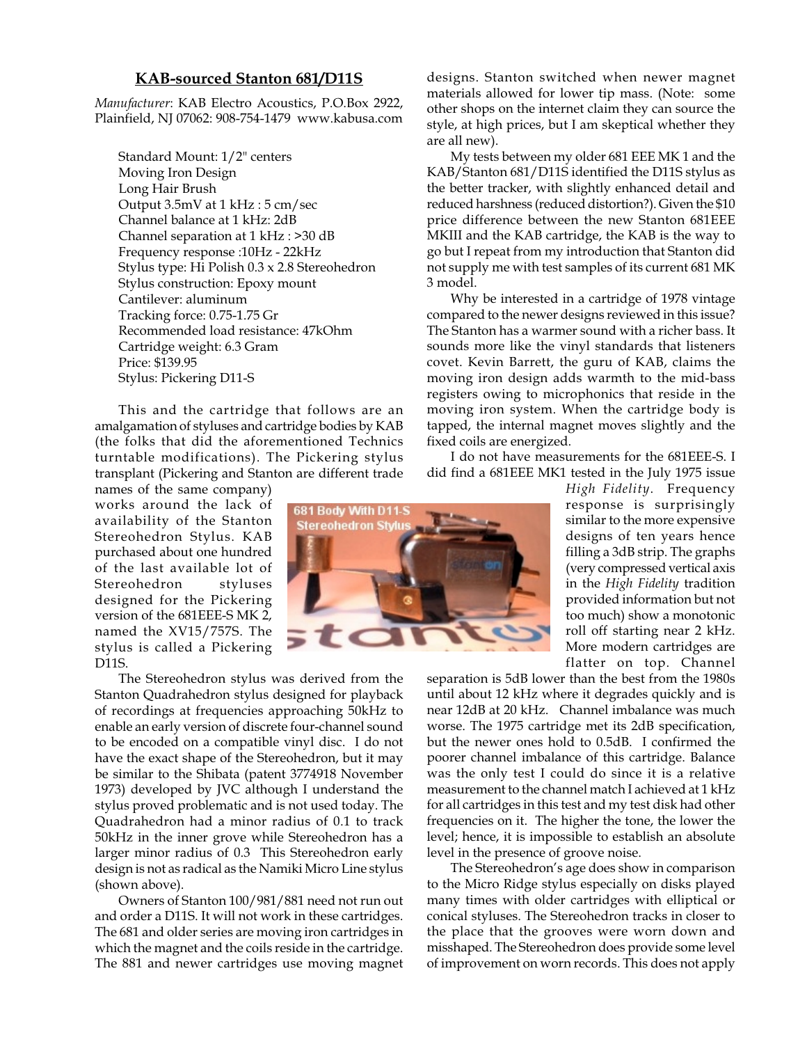## KAB-sourced Stanton 681/D11S

*Manufacturer*: KAB Electro Acoustics, P.O.Box 2922, Plainfield, NJ 07062: 908-754-1479 www.kabusa.com

Standard Mount: 1/2" centers
Moving Iron Design
Long Hair Brush
Output 3.5mV at 1 kHz : 5 cm/sec
Channel balance at 1 kHz: 2dB
Channel separation at 1 kHz : >30 dB
Frequency response :10Hz - 22kHz
Stylus type: Hi Polish 0.3 x 2.8 Stereohedron
Stylus construction: Epoxy mount
Cantilever: aluminum
Tracking force: 0.75-1.75 Gr
Recommended load resistance: 47kOhm
Cartridge weight: 6.3 Gram
Price: $139.95
Stylus: Pickering D11-S

This and the cartridge that follows are an amalgamation of styluses and cartridge bodies by KAB (the folks that did the aforementioned Technics turntable modifications). The Pickering stylus transplant (Pickering and Stanton are different trade names of the same company) works around the lack of availability of the Stanton Stereohedron Stylus. KAB purchased about one hundred of the last available lot of Stereohedron styluses designed for the Pickering version of the 681EEE-S MK 2, named the XV15/757S. The stylus is called a Pickering D11S.

681 Body With D11-S Stereohedron Stylus

The Stereohedron stylus was derived from the Stanton Quadrahedron stylus designed for playback of recordings at frequencies approaching 50kHz to enable an early version of discrete four-channel sound to be encoded on a compatible vinyl disc. I do not have the exact shape of the Stereohedron, but it may be similar to the Shibata (patent 3774918 November 1973) developed by JVC although I understand the stylus proved problematic and is not used today. The Quadrahedron had a minor radius of 0.1 to track 50kHz in the inner grove while Stereohedron has a larger minor radius of 0.3 This Stereohedron early design is not as radical as the Namiki Micro Line stylus (shown above).

Owners of Stanton 100/981/881 need not run out and order a D11S. It will not work in these cartridges. The 681 and older series are moving iron cartridges in which the magnet and the coils reside in the cartridge. The 881 and newer cartridges use moving magnet designs. Stanton switched when newer magnet materials allowed for lower tip mass. (Note: some other shops on the internet claim they can source the style, at high prices, but I am skeptical whether they are all new).

My tests between my older 681 EEE MK 1 and the KAB/Stanton 681/D11S identified the D11S stylus as the better tracker, with slightly enhanced detail and reduced harshness (reduced distortion?). Given the $10 price difference between the new Stanton 681EEE MKIII and the KAB cartridge, the KAB is the way to go but I repeat from my introduction that Stanton did not supply me with test samples of its current 681 MK 3 model.

Why be interested in a cartridge of 1978 vintage compared to the newer designs reviewed in this issue? The Stanton has a warmer sound with a richer bass. It sounds more like the vinyl standards that listeners covet. Kevin Barrett, the guru of KAB, claims the moving iron design adds warmth to the mid-bass registers owing to microphonics that reside in the moving iron system. When the cartridge body is tapped, the internal magnet moves slightly and the fixed coils are energized.

I do not have measurements for the 681EEE-S. I did find a 681EEE MK1 tested in the July 1975 issue *High Fidelity*. Frequency response is surprisingly similar to the more expensive designs of ten years hence filling a 3dB strip. The graphs (very compressed vertical axis in the *High Fidelity* tradition provided information but not too much) show a monotonic roll off starting near 2 kHz. More modern cartridges are flatter on top. Channel separation is 5dB lower than the best from the 1980s until about 12 kHz where it degrades quickly and is near 12dB at 20 kHz. Channel imbalance was much worse. The 1975 cartridge met its 2dB specification, but the newer ones hold to 0.5dB. I confirmed the poorer channel imbalance of this cartridge. Balance was the only test I could do since it is a relative measurement to the channel match I achieved at 1 kHz for all cartridges in this test and my test disk had other frequencies on it. The higher the tone, the lower the level; hence, it is impossible to establish an absolute level in the presence of groove noise.

The Stereohedron's age does show in comparison to the Micro Ridge stylus especially on disks played many times with older cartridges with elliptical or conical styluses. The Stereohedron tracks in closer to the place that the grooves were worn down and misshaped. The Stereohedron does provide some level of improvement on worn records. This does not apply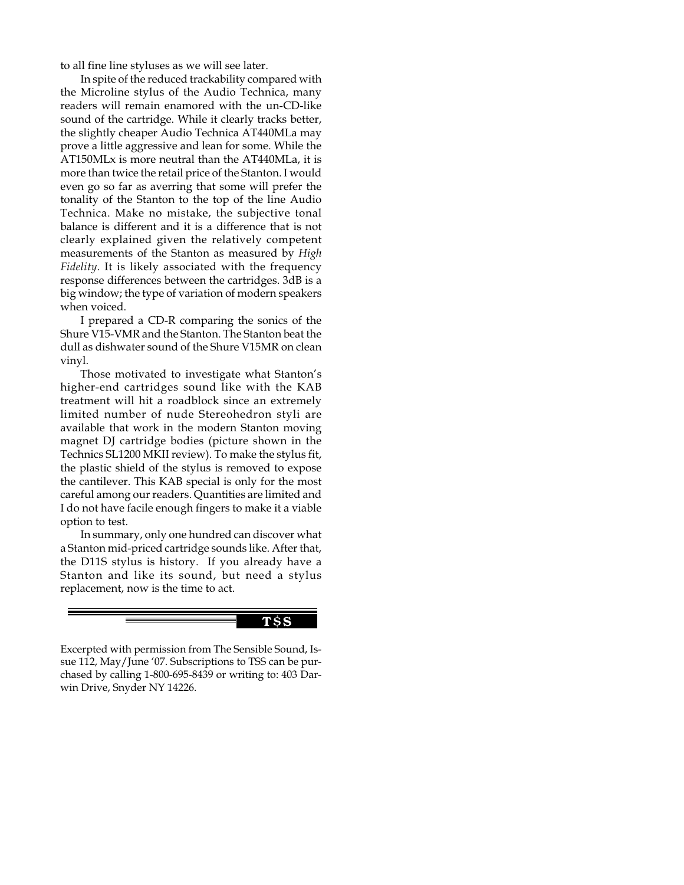to all fine line styluses as we will see later.

In spite of the reduced trackability compared with the Microline stylus of the Audio Technica, many readers will remain enamored with the un-CD-like sound of the cartridge. While it clearly tracks better, the slightly cheaper Audio Technica AT440MLa may prove a little aggressive and lean for some. While the AT150MLx is more neutral than the AT440MLa, it is more than twice the retail price of the Stanton. I would even go so far as averring that some will prefer the tonality of the Stanton to the top of the line Audio Technica. Make no mistake, the subjective tonal balance is different and it is a difference that is not clearly explained given the relatively competent measurements of the Stanton as measured by *High Fidelity*. It is likely associated with the frequency response differences between the cartridges. 3dB is a big window; the type of variation of modern speakers when voiced.

I prepared a CD-R comparing the sonics of the Shure V15-VMR and the Stanton. The Stanton beat the dull as dishwater sound of the Shure V15MR on clean vinyl.

Those motivated to investigate what Stanton's higher-end cartridges sound like with the KAB treatment will hit a roadblock since an extremely limited number of nude Stereohedron styli are available that work in the modern Stanton moving magnet DJ cartridge bodies (picture shown in the Technics SL1200 MKII review). To make the stylus fit, the plastic shield of the stylus is removed to expose the cantilever. This KAB special is only for the most careful among our readers. Quantities are limited and I do not have facile enough fingers to make it a viable option to test.

In summary, only one hundred can discover what a Stanton mid-priced cartridge sounds like. After that, the D11S stylus is history. If you already have a Stanton and like its sound, but need a stylus replacement, now is the time to act.

**T$S**

Excerpted with permission from The Sensible Sound, Issue 112, May/June '07. Subscriptions to TSS can be purchased by calling 1-800-695-8439 or writing to: 403 Darwin Drive, Snyder NY 14226.